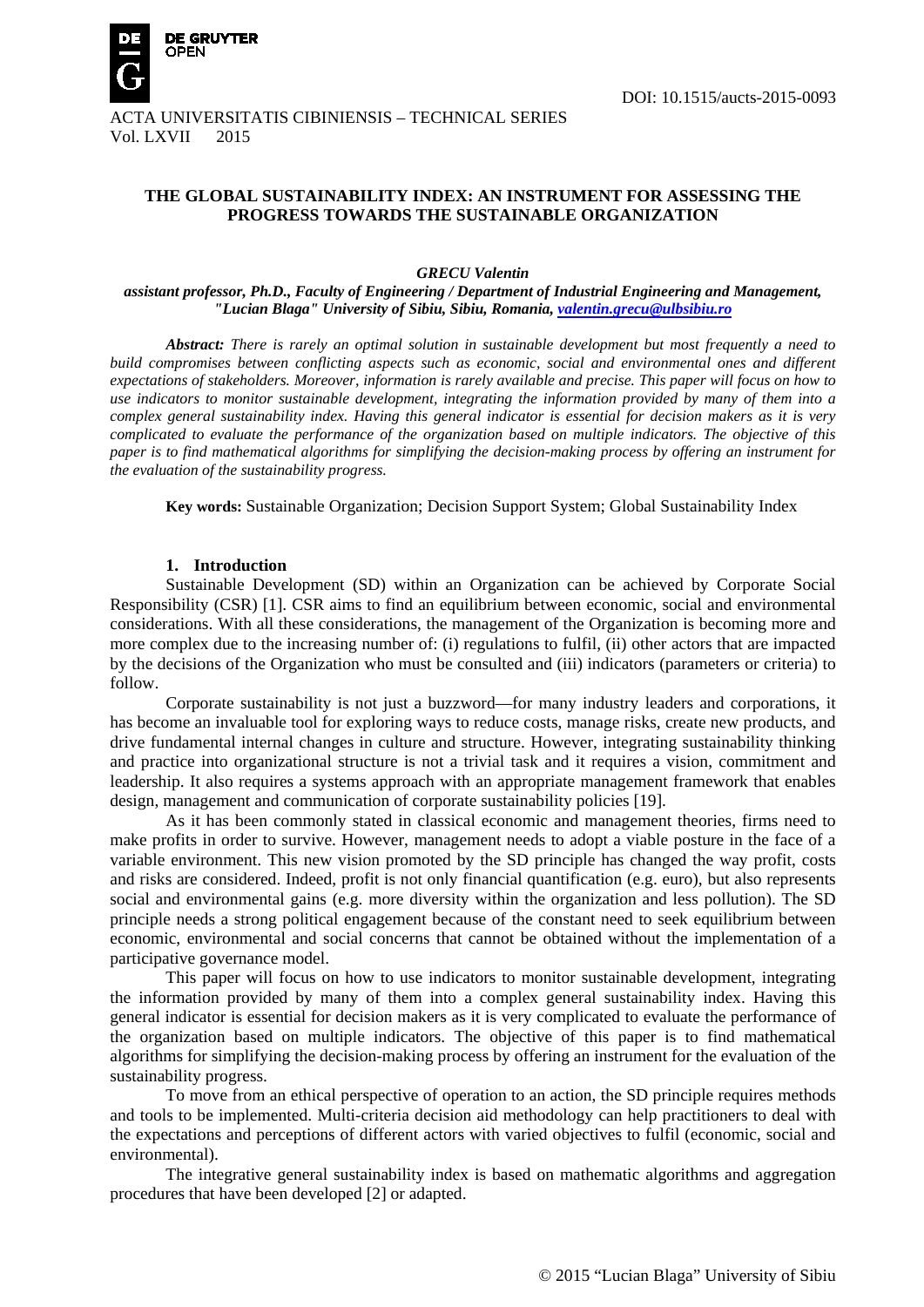DOI: 10.1515/aucts-2015-0093

ACTA UNIVERSITATIS CIBINIENSIS – TECHNICAL SERIES
Vol. LXVII 2015

# THE GLOBAL SUSTAINABILITY INDEX: AN INSTRUMENT FOR ASSESSING THE PROGRESS TOWARDS THE SUSTAINABLE ORGANIZATION

***GRECU Valentin***

***assistant professor, Ph.D., Faculty of Engineering / Department of Industrial Engineering and Management, "Lucian Blaga" University of Sibiu, Sibiu, Romania, valentin.grecu@ulbsibiu.ro***

***Abstract:** There is rarely an optimal solution in sustainable development but most frequently a need to build compromises between conflicting aspects such as economic, social and environmental ones and different expectations of stakeholders. Moreover, information is rarely available and precise. This paper will focus on how to use indicators to monitor sustainable development, integrating the information provided by many of them into a complex general sustainability index. Having this general indicator is essential for decision makers as it is very complicated to evaluate the performance of the organization based on multiple indicators. The objective of this paper is to find mathematical algorithms for simplifying the decision-making process by offering an instrument for the evaluation of the sustainability progress.*

**Key words:** Sustainable Organization; Decision Support System; Global Sustainability Index

## 1. Introduction

Sustainable Development (SD) within an Organization can be achieved by Corporate Social Responsibility (CSR) [1]. CSR aims to find an equilibrium between economic, social and environmental considerations. With all these considerations, the management of the Organization is becoming more and more complex due to the increasing number of: (i) regulations to fulfil, (ii) other actors that are impacted by the decisions of the Organization who must be consulted and (iii) indicators (parameters or criteria) to follow.

Corporate sustainability is not just a buzzword—for many industry leaders and corporations, it has become an invaluable tool for exploring ways to reduce costs, manage risks, create new products, and drive fundamental internal changes in culture and structure. However, integrating sustainability thinking and practice into organizational structure is not a trivial task and it requires a vision, commitment and leadership. It also requires a systems approach with an appropriate management framework that enables design, management and communication of corporate sustainability policies [19].

As it has been commonly stated in classical economic and management theories, firms need to make profits in order to survive. However, management needs to adopt a viable posture in the face of a variable environment. This new vision promoted by the SD principle has changed the way profit, costs and risks are considered. Indeed, profit is not only financial quantification (e.g. euro), but also represents social and environmental gains (e.g. more diversity within the organization and less pollution). The SD principle needs a strong political engagement because of the constant need to seek equilibrium between economic, environmental and social concerns that cannot be obtained without the implementation of a participative governance model.

This paper will focus on how to use indicators to monitor sustainable development, integrating the information provided by many of them into a complex general sustainability index. Having this general indicator is essential for decision makers as it is very complicated to evaluate the performance of the organization based on multiple indicators. The objective of this paper is to find mathematical algorithms for simplifying the decision-making process by offering an instrument for the evaluation of the sustainability progress.

To move from an ethical perspective of operation to an action, the SD principle requires methods and tools to be implemented. Multi-criteria decision aid methodology can help practitioners to deal with the expectations and perceptions of different actors with varied objectives to fulfil (economic, social and environmental).

The integrative general sustainability index is based on mathematic algorithms and aggregation procedures that have been developed [2] or adapted.

© 2015 "Lucian Blaga" University of Sibiu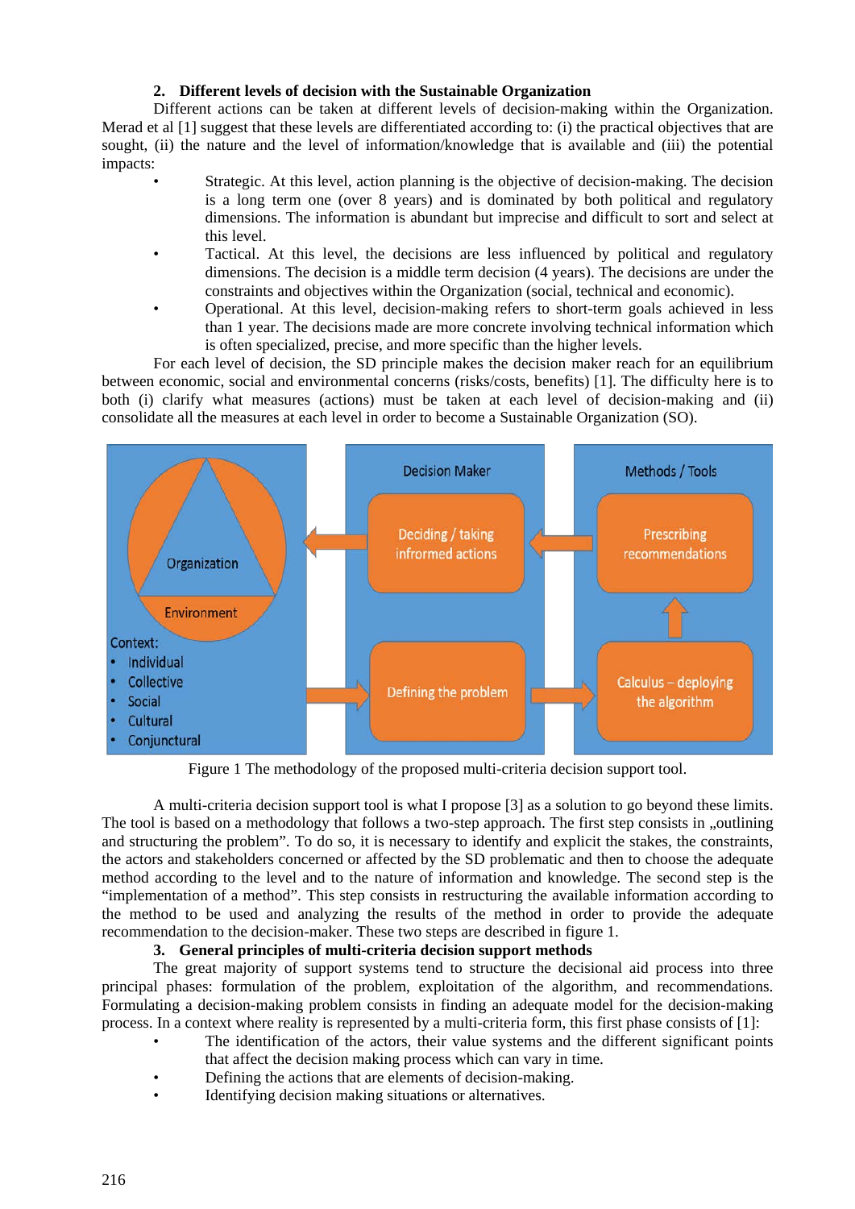## 2. Different levels of decision with the Sustainable Organization

Different actions can be taken at different levels of decision-making within the Organization. Merad et al [1] suggest that these levels are differentiated according to: (i) the practical objectives that are sought, (ii) the nature and the level of information/knowledge that is available and (iii) the potential impacts:

- Strategic. At this level, action planning is the objective of decision-making. The decision is a long term one (over 8 years) and is dominated by both political and regulatory dimensions. The information is abundant but imprecise and difficult to sort and select at this level.
- Tactical. At this level, the decisions are less influenced by political and regulatory dimensions. The decision is a middle term decision (4 years). The decisions are under the constraints and objectives within the Organization (social, technical and economic).
- Operational. At this level, decision-making refers to short-term goals achieved in less than 1 year. The decisions made are more concrete involving technical information which is often specialized, precise, and more specific than the higher levels.

For each level of decision, the SD principle makes the decision maker reach for an equilibrium between economic, social and environmental concerns (risks/costs, benefits) [1]. The difficulty here is to both (i) clarify what measures (actions) must be taken at each level of decision-making and (ii) consolidate all the measures at each level in order to become a Sustainable Organization (SO).

Organization
Environment
Context:
- Individual
- Collective
- Social
- Cultural
- Conjunctural

Decision Maker
Deciding / taking infrormed actions
Defining the problem

Methods / Tools
Prescribing recommendations
Calculus – deploying the algorithm

Figure 1 The methodology of the proposed multi-criteria decision support tool.

A multi-criteria decision support tool is what I propose [3] as a solution to go beyond these limits. The tool is based on a methodology that follows a two-step approach. The first step consists in „outlining and structuring the problem". To do so, it is necessary to identify and explicit the stakes, the constraints, the actors and stakeholders concerned or affected by the SD problematic and then to choose the adequate method according to the level and to the nature of information and knowledge. The second step is the "implementation of a method". This step consists in restructuring the available information according to the method to be used and analyzing the results of the method in order to provide the adequate recommendation to the decision-maker. These two steps are described in figure 1.

## 3. General principles of multi-criteria decision support methods

The great majority of support systems tend to structure the decisional aid process into three principal phases: formulation of the problem, exploitation of the algorithm, and recommendations. Formulating a decision-making problem consists in finding an adequate model for the decision-making process. In a context where reality is represented by a multi-criteria form, this first phase consists of [1]:

- The identification of the actors, their value systems and the different significant points that affect the decision making process which can vary in time.
- Defining the actions that are elements of decision-making.
- Identifying decision making situations or alternatives.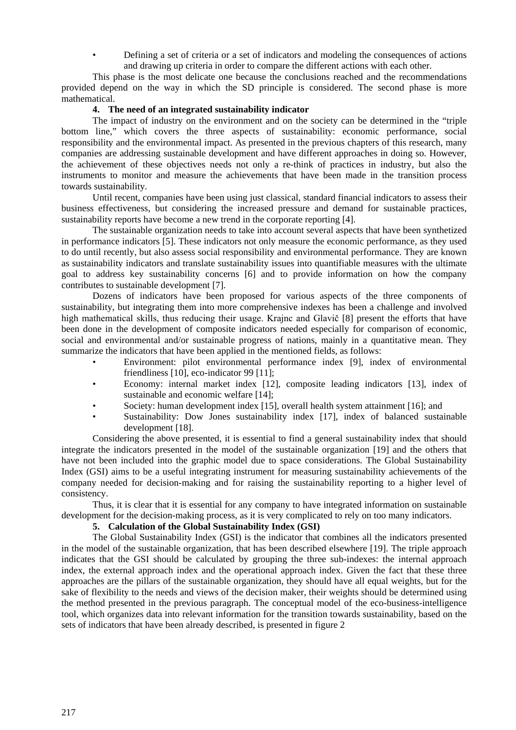- Defining a set of criteria or a set of indicators and modeling the consequences of actions and drawing up criteria in order to compare the different actions with each other.

This phase is the most delicate one because the conclusions reached and the recommendations provided depend on the way in which the SD principle is considered. The second phase is more mathematical.

## 4. The need of an integrated sustainability indicator

The impact of industry on the environment and on the society can be determined in the "triple bottom line," which covers the three aspects of sustainability: economic performance, social responsibility and the environmental impact. As presented in the previous chapters of this research, many companies are addressing sustainable development and have different approaches in doing so. However, the achievement of these objectives needs not only a re-think of practices in industry, but also the instruments to monitor and measure the achievements that have been made in the transition process towards sustainability.

Until recent, companies have been using just classical, standard financial indicators to assess their business effectiveness, but considering the increased pressure and demand for sustainable practices, sustainability reports have become a new trend in the corporate reporting [4].

The sustainable organization needs to take into account several aspects that have been synthetized in performance indicators [5]. These indicators not only measure the economic performance, as they used to do until recently, but also assess social responsibility and environmental performance. They are known as sustainability indicators and translate sustainability issues into quantifiable measures with the ultimate goal to address key sustainability concerns [6] and to provide information on how the company contributes to sustainable development [7].

Dozens of indicators have been proposed for various aspects of the three components of sustainability, but integrating them into more comprehensive indexes has been a challenge and involved high mathematical skills, thus reducing their usage. Krajnc and Glavič [8] present the efforts that have been done in the development of composite indicators needed especially for comparison of economic, social and environmental and/or sustainable progress of nations, mainly in a quantitative mean. They summarize the indicators that have been applied in the mentioned fields, as follows:

- Environment: pilot environmental performance index [9], index of environmental friendliness [10], eco-indicator 99 [11];
- Economy: internal market index [12], composite leading indicators [13], index of sustainable and economic welfare [14];
- Society: human development index [15], overall health system attainment [16]; and
- Sustainability: Dow Jones sustainability index [17], index of balanced sustainable development [18].

Considering the above presented, it is essential to find a general sustainability index that should integrate the indicators presented in the model of the sustainable organization [19] and the others that have not been included into the graphic model due to space considerations. The Global Sustainability Index (GSI) aims to be a useful integrating instrument for measuring sustainability achievements of the company needed for decision-making and for raising the sustainability reporting to a higher level of consistency.

Thus, it is clear that it is essential for any company to have integrated information on sustainable development for the decision-making process, as it is very complicated to rely on too many indicators.

## 5. Calculation of the Global Sustainability Index (GSI)

The Global Sustainability Index (GSI) is the indicator that combines all the indicators presented in the model of the sustainable organization, that has been described elsewhere [19]. The triple approach indicates that the GSI should be calculated by grouping the three sub-indexes: the internal approach index, the external approach index and the operational approach index. Given the fact that these three approaches are the pillars of the sustainable organization, they should have all equal weights, but for the sake of flexibility to the needs and views of the decision maker, their weights should be determined using the method presented in the previous paragraph. The conceptual model of the eco-business-intelligence tool, which organizes data into relevant information for the transition towards sustainability, based on the sets of indicators that have been already described, is presented in figure 2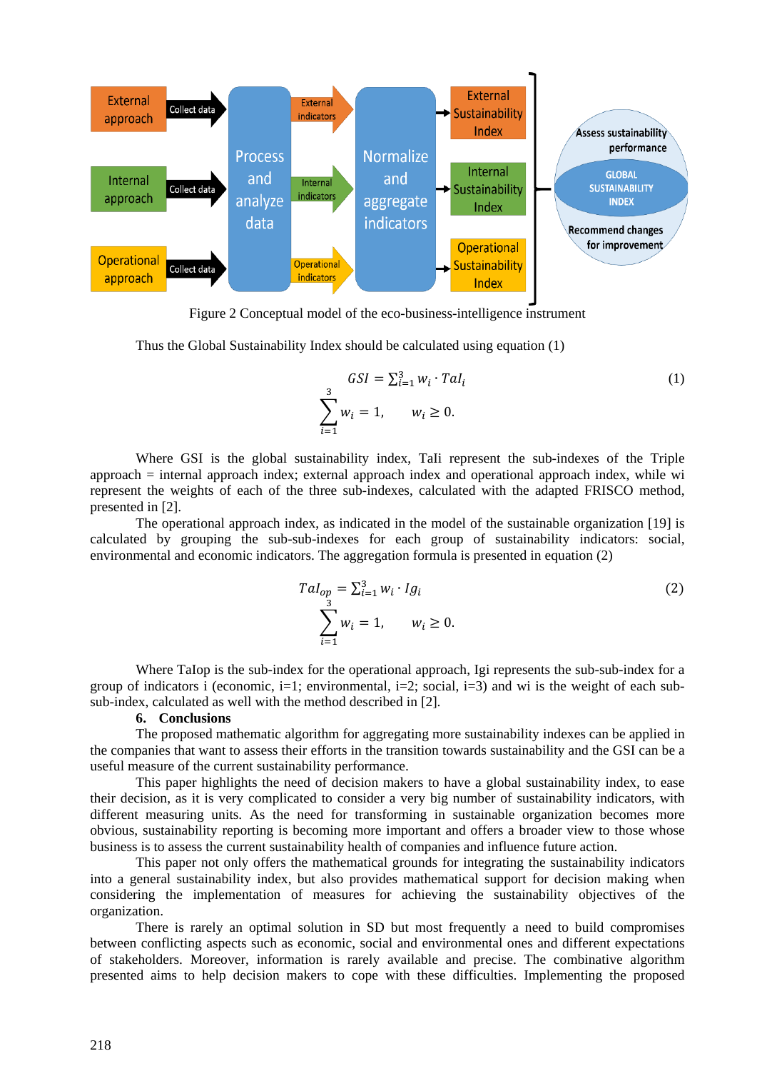Figure 2 Conceptual model of the eco-business-intelligence instrument

Thus the Global Sustainability Index should be calculated using equation (1)

$$GSI = \sum_{i=1}^{3} w_i \cdot TaI_i \qquad (1)$$

$$\sum_{i=1}^{3} w_i = 1, \qquad w_i \geq 0.$$

Where GSI is the global sustainability index, TaIi represent the sub-indexes of the Triple approach = internal approach index; external approach index and operational approach index, while wi represent the weights of each of the three sub-indexes, calculated with the adapted FRISCO method, presented in [2].

The operational approach index, as indicated in the model of the sustainable organization [19] is calculated by grouping the sub-sub-indexes for each group of sustainability indicators: social, environmental and economic indicators. The aggregation formula is presented in equation (2)

$$TaI_{op} = \sum_{i=1}^{3} w_i \cdot Ig_i \qquad (2)$$

$$\sum_{i=1}^{3} w_i = 1, \qquad w_i \geq 0.$$

Where TaIop is the sub-index for the operational approach, Igi represents the sub-sub-index for a group of indicators i (economic, i=1; environmental, i=2; social, i=3) and wi is the weight of each sub-sub-index, calculated as well with the method described in [2].

## 6. Conclusions

The proposed mathematic algorithm for aggregating more sustainability indexes can be applied in the companies that want to assess their efforts in the transition towards sustainability and the GSI can be a useful measure of the current sustainability performance.

This paper highlights the need of decision makers to have a global sustainability index, to ease their decision, as it is very complicated to consider a very big number of sustainability indicators, with different measuring units. As the need for transforming in sustainable organization becomes more obvious, sustainability reporting is becoming more important and offers a broader view to those whose business is to assess the current sustainability health of companies and influence future action.

This paper not only offers the mathematical grounds for integrating the sustainability indicators into a general sustainability index, but also provides mathematical support for decision making when considering the implementation of measures for achieving the sustainability objectives of the organization.

There is rarely an optimal solution in SD but most frequently a need to build compromises between conflicting aspects such as economic, social and environmental ones and different expectations of stakeholders. Moreover, information is rarely available and precise. The combinative algorithm presented aims to help decision makers to cope with these difficulties. Implementing the proposed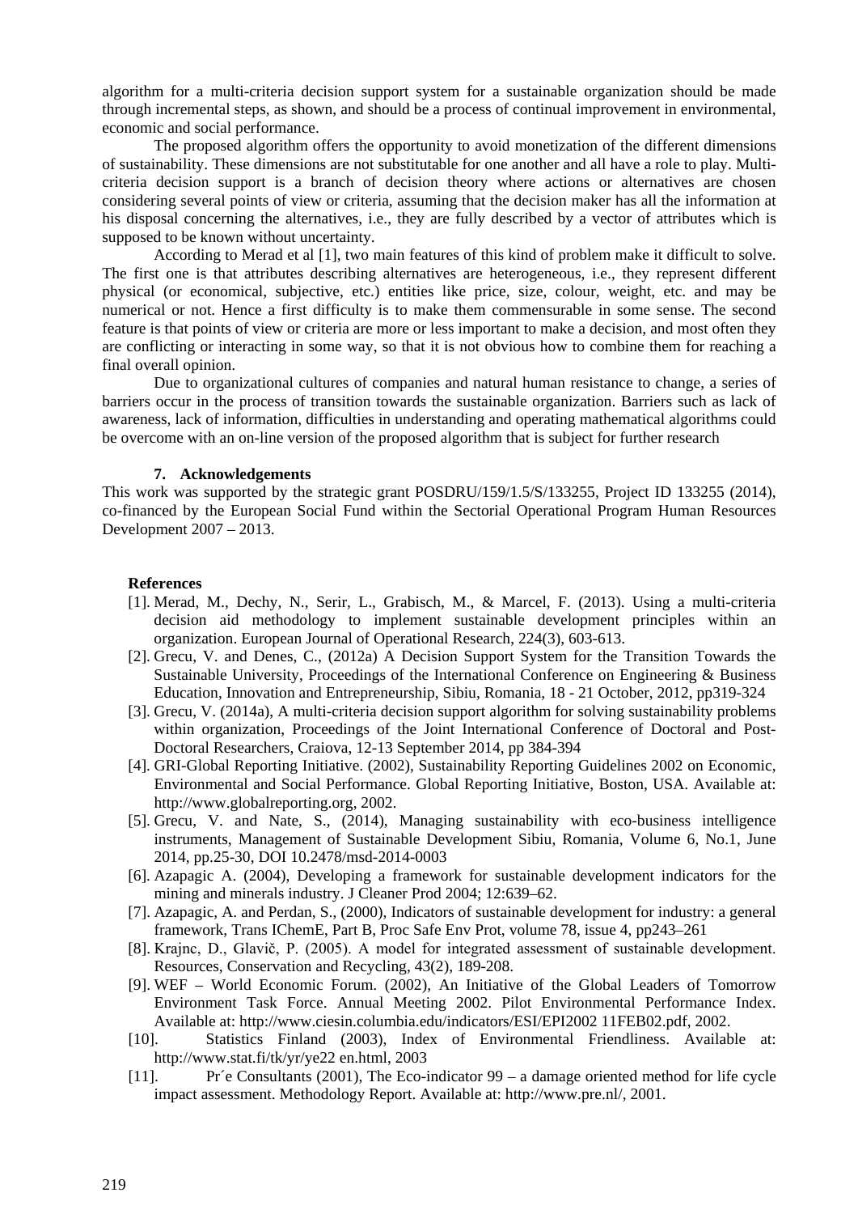algorithm for a multi-criteria decision support system for a sustainable organization should be made through incremental steps, as shown, and should be a process of continual improvement in environmental, economic and social performance.

The proposed algorithm offers the opportunity to avoid monetization of the different dimensions of sustainability. These dimensions are not substitutable for one another and all have a role to play. Multi-criteria decision support is a branch of decision theory where actions or alternatives are chosen considering several points of view or criteria, assuming that the decision maker has all the information at his disposal concerning the alternatives, i.e., they are fully described by a vector of attributes which is supposed to be known without uncertainty.

According to Merad et al [1], two main features of this kind of problem make it difficult to solve. The first one is that attributes describing alternatives are heterogeneous, i.e., they represent different physical (or economical, subjective, etc.) entities like price, size, colour, weight, etc. and may be numerical or not. Hence a first difficulty is to make them commensurable in some sense. The second feature is that points of view or criteria are more or less important to make a decision, and most often they are conflicting or interacting in some way, so that it is not obvious how to combine them for reaching a final overall opinion.

Due to organizational cultures of companies and natural human resistance to change, a series of barriers occur in the process of transition towards the sustainable organization. Barriers such as lack of awareness, lack of information, difficulties in understanding and operating mathematical algorithms could be overcome with an on-line version of the proposed algorithm that is subject for further research

## 7. Acknowledgements

This work was supported by the strategic grant POSDRU/159/1.5/S/133255, Project ID 133255 (2014), co-financed by the European Social Fund within the Sectorial Operational Program Human Resources Development 2007 – 2013.

## References

[1]. Merad, M., Dechy, N., Serir, L., Grabisch, M., & Marcel, F. (2013). Using a multi-criteria decision aid methodology to implement sustainable development principles within an organization. European Journal of Operational Research, 224(3), 603-613.

[2]. Grecu, V. and Denes, C., (2012a) A Decision Support System for the Transition Towards the Sustainable University, Proceedings of the International Conference on Engineering & Business Education, Innovation and Entrepreneurship, Sibiu, Romania, 18 - 21 October, 2012, pp319-324

[3]. Grecu, V. (2014a), A multi-criteria decision support algorithm for solving sustainability problems within organization, Proceedings of the Joint International Conference of Doctoral and Post-Doctoral Researchers, Craiova, 12-13 September 2014, pp 384-394

[4]. GRI-Global Reporting Initiative. (2002), Sustainability Reporting Guidelines 2002 on Economic, Environmental and Social Performance. Global Reporting Initiative, Boston, USA. Available at: http://www.globalreporting.org, 2002.

[5]. Grecu, V. and Nate, S., (2014), Managing sustainability with eco-business intelligence instruments, Management of Sustainable Development Sibiu, Romania, Volume 6, No.1, June 2014, pp.25-30, DOI 10.2478/msd-2014-0003

[6]. Azapagic A. (2004), Developing a framework for sustainable development indicators for the mining and minerals industry. J Cleaner Prod 2004; 12:639–62.

[7]. Azapagic, A. and Perdan, S., (2000), Indicators of sustainable development for industry: a general framework, Trans IChemE, Part B, Proc Safe Env Prot, volume 78, issue 4, pp243–261

[8]. Krajnc, D., Glavič, P. (2005). A model for integrated assessment of sustainable development. Resources, Conservation and Recycling, 43(2), 189-208.

[9]. WEF – World Economic Forum. (2002), An Initiative of the Global Leaders of Tomorrow Environment Task Force. Annual Meeting 2002. Pilot Environmental Performance Index. Available at: http://www.ciesin.columbia.edu/indicators/ESI/EPI2002 11FEB02.pdf, 2002.

[10]. Statistics Finland (2003), Index of Environmental Friendliness. Available at: http://www.stat.fi/tk/yr/ye22 en.html, 2003

[11]. Pr´e Consultants (2001), The Eco-indicator 99 – a damage oriented method for life cycle impact assessment. Methodology Report. Available at: http://www.pre.nl/, 2001.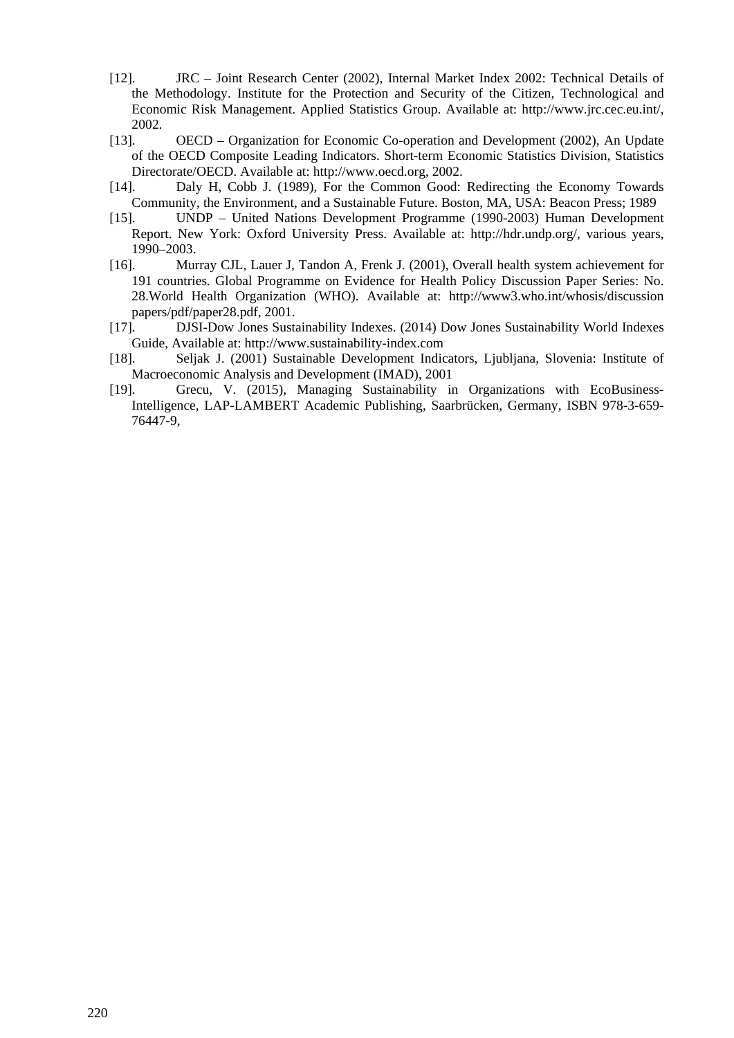[12]. JRC – Joint Research Center (2002), Internal Market Index 2002: Technical Details of the Methodology. Institute for the Protection and Security of the Citizen, Technological and Economic Risk Management. Applied Statistics Group. Available at: http://www.jrc.cec.eu.int/, 2002.

[13]. OECD – Organization for Economic Co-operation and Development (2002), An Update of the OECD Composite Leading Indicators. Short-term Economic Statistics Division, Statistics Directorate/OECD. Available at: http://www.oecd.org, 2002.

[14]. Daly H, Cobb J. (1989), For the Common Good: Redirecting the Economy Towards Community, the Environment, and a Sustainable Future. Boston, MA, USA: Beacon Press; 1989

[15]. UNDP – United Nations Development Programme (1990-2003) Human Development Report. New York: Oxford University Press. Available at: http://hdr.undp.org/, various years, 1990–2003.

[16]. Murray CJL, Lauer J, Tandon A, Frenk J. (2001), Overall health system achievement for 191 countries. Global Programme on Evidence for Health Policy Discussion Paper Series: No. 28.World Health Organization (WHO). Available at: http://www3.who.int/whosis/discussion papers/pdf/paper28.pdf, 2001.

[17]. DJSI-Dow Jones Sustainability Indexes. (2014) Dow Jones Sustainability World Indexes Guide, Available at: http://www.sustainability-index.com

[18]. Seljak J. (2001) Sustainable Development Indicators, Ljubljana, Slovenia: Institute of Macroeconomic Analysis and Development (IMAD), 2001

[19]. Grecu, V. (2015), Managing Sustainability in Organizations with EcoBusiness-Intelligence, LAP-LAMBERT Academic Publishing, Saarbrücken, Germany, ISBN 978-3-659-76447-9,